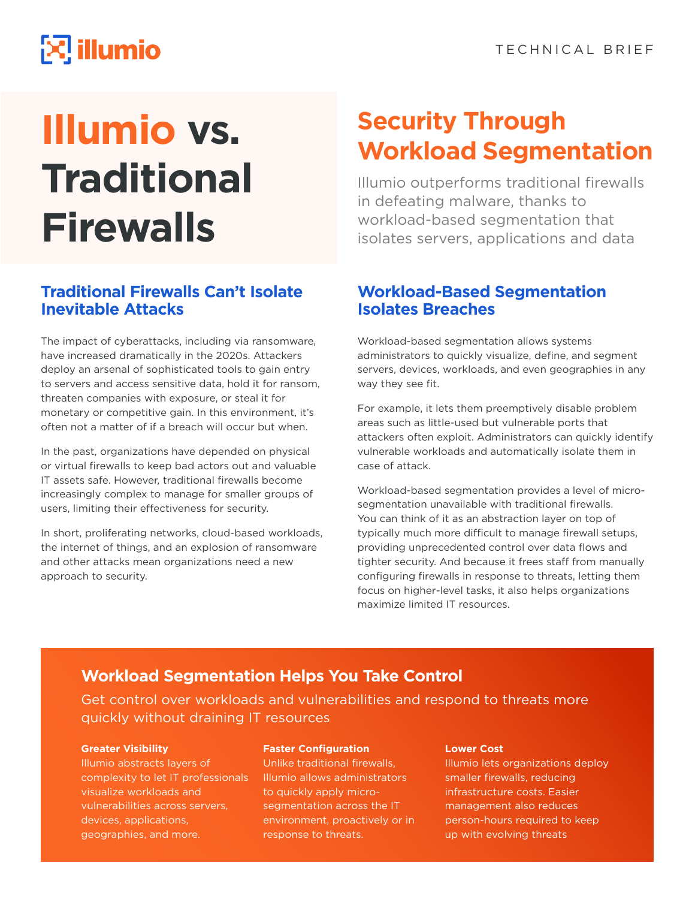TECHNICAL BRIEF

# Illumio vs. Traditional Firewalls

## Security Through Workload Segmentation

Illumio outperforms traditional firewalls in defeating malware, thanks to workload-based segmentation that isolates servers, applications and data

### Traditional Firewalls Can't Isolate Inevitable Attacks

The impact of cyberattacks, including via ransomware, have increased dramatically in the 2020s. Attackers deploy an arsenal of sophisticated tools to gain entry to servers and access sensitive data, hold it for ransom, threaten companies with exposure, or steal it for monetary or competitive gain. In this environment, it's often not a matter of if a breach will occur but when.

In the past, organizations have depended on physical or virtual firewalls to keep bad actors out and valuable IT assets safe. However, traditional firewalls become increasingly complex to manage for smaller groups of users, limiting their effectiveness for security.

In short, proliferating networks, cloud-based workloads, the internet of things, and an explosion of ransomware and other attacks mean organizations need a new approach to security.

### Workload-Based Segmentation Isolates Breaches

Workload-based segmentation allows systems administrators to quickly visualize, define, and segment servers, devices, workloads, and even geographies in any way they see fit.

For example, it lets them preemptively disable problem areas such as little-used but vulnerable ports that attackers often exploit. Administrators can quickly identify vulnerable workloads and automatically isolate them in case of attack.

Workload-based segmentation provides a level of micro-segmentation unavailable with traditional firewalls. You can think of it as an abstraction layer on top of typically much more difficult to manage firewall setups, providing unprecedented control over data flows and tighter security. And because it frees staff from manually configuring firewalls in response to threats, letting them focus on higher-level tasks, it also helps organizations maximize limited IT resources.

### Workload Segmentation Helps You Take Control

Get control over workloads and vulnerabilities and respond to threats more quickly without draining IT resources

**Greater Visibility**
Illumio abstracts layers of complexity to let IT professionals visualize workloads and vulnerabilities across servers, devices, applications, geographies, and more.

**Faster Configuration**
Unlike traditional firewalls, Illumio allows administrators to quickly apply micro-segmentation across the IT environment, proactively or in response to threats.

**Lower Cost**
Illumio lets organizations deploy smaller firewalls, reducing infrastructure costs. Easier management also reduces person-hours required to keep up with evolving threats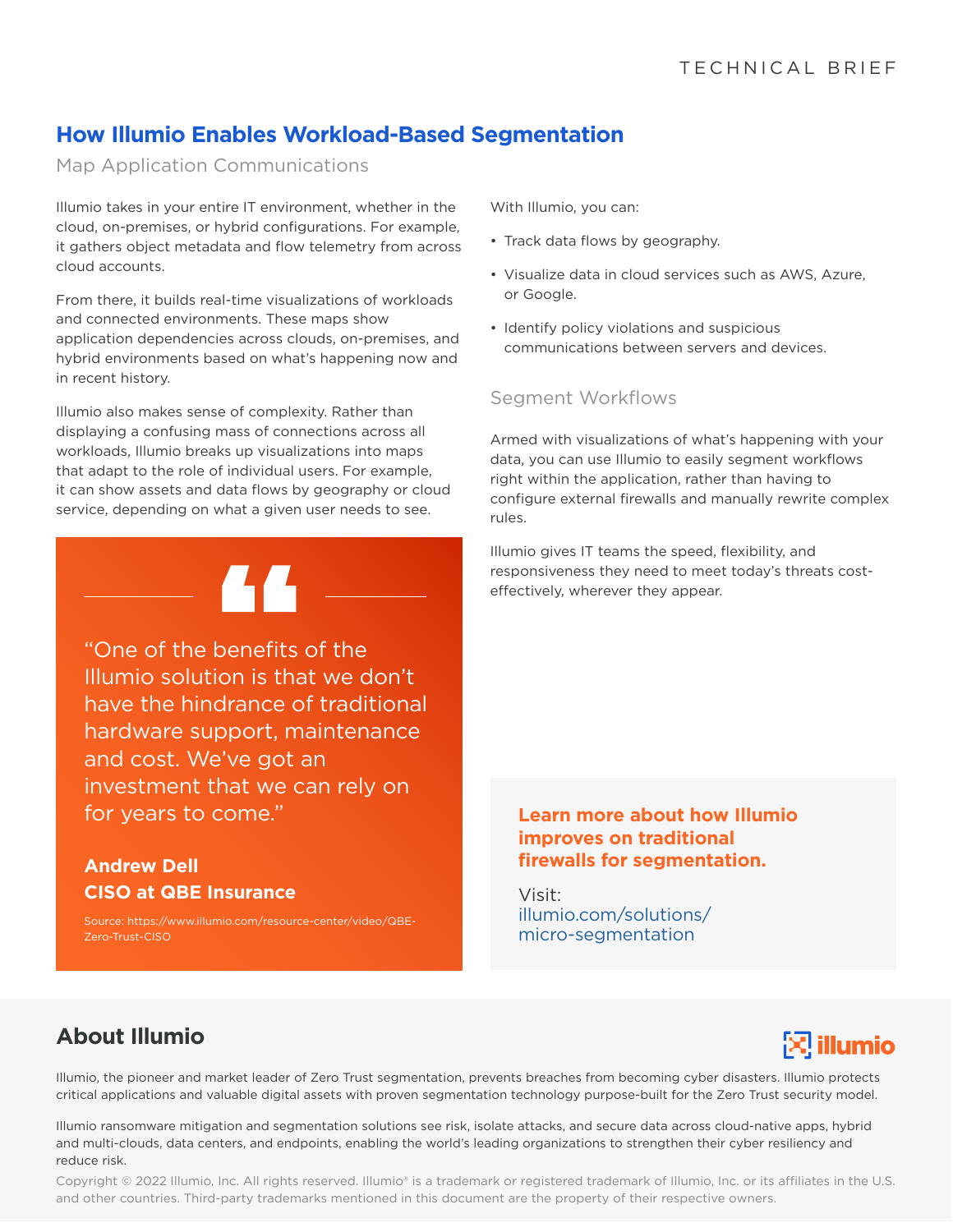TECHNICAL BRIEF

## How Illumio Enables Workload-Based Segmentation

### Map Application Communications

Illumio takes in your entire IT environment, whether in the cloud, on-premises, or hybrid configurations. For example, it gathers object metadata and flow telemetry from across cloud accounts.

From there, it builds real-time visualizations of workloads and connected environments. These maps show application dependencies across clouds, on-premises, and hybrid environments based on what's happening now and in recent history.

Illumio also makes sense of complexity. Rather than displaying a confusing mass of connections across all workloads, Illumio breaks up visualizations into maps that adapt to the role of individual users. For example, it can show assets and data flows by geography or cloud service, depending on what a given user needs to see.

> "One of the benefits of the Illumio solution is that we don't have the hindrance of traditional hardware support, maintenance and cost. We've got an investment that we can rely on for years to come."
>
> **Andrew Dell**
> **CISO at QBE Insurance**
>
> Source: https://www.illumio.com/resource-center/video/QBE-Zero-Trust-CISO

With Illumio, you can:

- Track data flows by geography.
- Visualize data in cloud services such as AWS, Azure, or Google.
- Identify policy violations and suspicious communications between servers and devices.

### Segment Workflows

Armed with visualizations of what's happening with your data, you can use Illumio to easily segment workflows right within the application, rather than having to configure external firewalls and manually rewrite complex rules.

Illumio gives IT teams the speed, flexibility, and responsiveness they need to meet today's threats cost-effectively, wherever they appear.

**Learn more about how Illumio improves on traditional firewalls for segmentation.**

Visit:
illumio.com/solutions/micro-segmentation

## About Illumio

Illumio, the pioneer and market leader of Zero Trust segmentation, prevents breaches from becoming cyber disasters. Illumio protects critical applications and valuable digital assets with proven segmentation technology purpose-built for the Zero Trust security model.

Illumio ransomware mitigation and segmentation solutions see risk, isolate attacks, and secure data across cloud-native apps, hybrid and multi-clouds, data centers, and endpoints, enabling the world's leading organizations to strengthen their cyber resiliency and reduce risk.

Copyright © 2022 Illumio, Inc. All rights reserved. Illumio® is a trademark or registered trademark of Illumio, Inc. or its affiliates in the U.S. and other countries. Third-party trademarks mentioned in this document are the property of their respective owners.